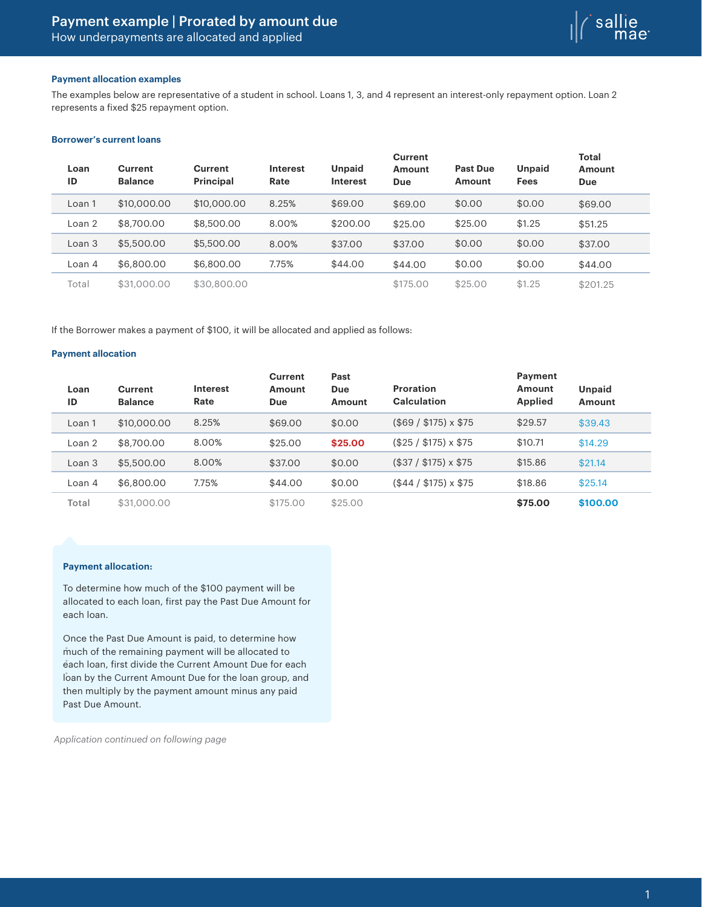# Payment example | Prorated by amount due

How underpayments are allocated and applied

### Payment allocation examples

The examples below are representative of a student in school. Loans 1, 3, and 4 represent an interest-only repayment option. Loan 2 represents a fixed $25 repayment option.

### Borrower's current loans

| Loan ID | Current Balance | Current Principal | Interest Rate | Unpaid Interest | Current Amount Due | Past Due Amount | Unpaid Fees | Total Amount Due |
|---|---|---|---|---|---|---|---|---|
| Loan 1 | $10,000.00 | $10,000.00 | 8.25% | $69.00 | $69.00 | $0.00 | $0.00 | $69.00 |
| Loan 2 | $8,700.00 | $8,500.00 | 8.00% | $200.00 | $25.00 | $25.00 | $1.25 | $51.25 |
| Loan 3 | $5,500.00 | $5,500.00 | 8.00% | $37.00 | $37.00 | $0.00 | $0.00 | $37.00 |
| Loan 4 | $6,800.00 | $6,800.00 | 7.75% | $44.00 | $44.00 | $0.00 | $0.00 | $44.00 |
| Total | $31,000.00 | $30,800.00 | | | $175.00 | $25.00 | $1.25 | $201.25 |

If the Borrower makes a payment of $100, it will be allocated and applied as follows:

### Payment allocation

| Loan ID | Current Balance | Interest Rate | Current Amount Due | Past Due Amount | Proration Calculation | Payment Amount Applied | Unpaid Amount |
|---|---|---|---|---|---|---|---|
| Loan 1 | $10,000.00 | 8.25% | $69.00 | $0.00 | ($69 / $175) x $75 | $29.57 | $39.43 |
| Loan 2 | $8,700.00 | 8.00% | $25.00 | **$25.00** | ($25 / $175) x $75 | $10.71 | $14.29 |
| Loan 3 | $5,500.00 | 8.00% | $37.00 | $0.00 | ($37 / $175) x $75 | $15.86 | $21.14 |
| Loan 4 | $6,800.00 | 7.75% | $44.00 | $0.00 | ($44 / $175) x $75 | $18.86 | $25.14 |
| Total | $31,000.00 | | $175.00 | $25.00 | | **$75.00** | **$100.00** |

**Payment allocation:**

To determine how much of the $100 payment will be allocated to each loan, first pay the Past Due Amount for each loan.

Once the Past Due Amount is paid, to determine how much of the remaining payment will be allocated to each loan, first divide the Current Amount Due for each loan by the Current Amount Due for the loan group, and then multiply by the payment amount minus any paid Past Due Amount.

*Application continued on following page*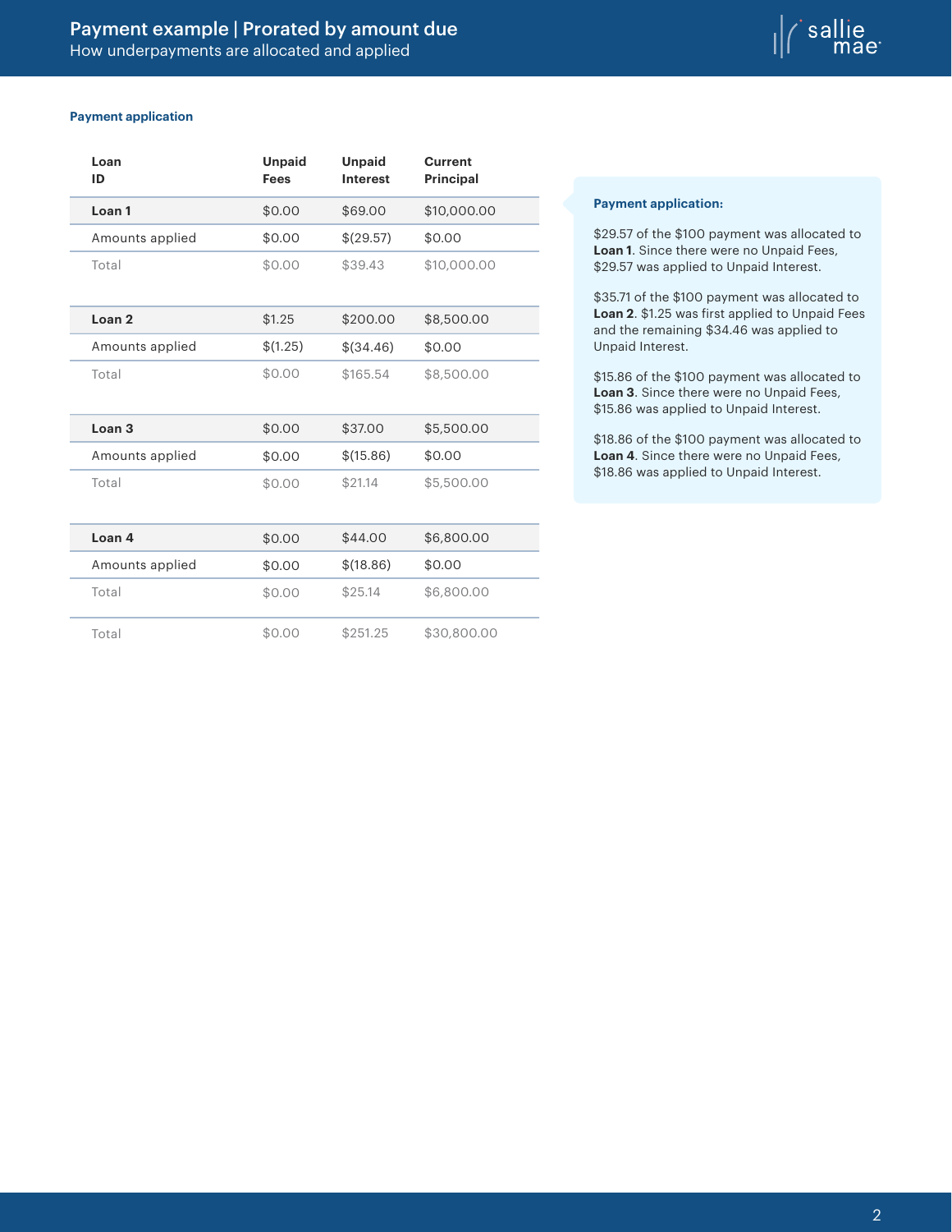# Payment example | Prorated by amount due

How underpayments are allocated and applied

### Payment application

| Loan ID | Unpaid Fees | Unpaid Interest | Current Principal |
|---|---|---|---|
| **Loan 1** | $0.00 | $69.00 | $10,000.00 |
| Amounts applied | $0.00 | $(29.57) | $0.00 |
| Total | $0.00 | $39.43 | $10,000.00 |
| **Loan 2** | $1.25 | $200.00 | $8,500.00 |
| Amounts applied | $(1.25) | $(34.46) | $0.00 |
| Total | $0.00 | $165.54 | $8,500.00 |
| **Loan 3** | $0.00 | $37.00 | $5,500.00 |
| Amounts applied | $0.00 | $(15.86) | $0.00 |
| Total | $0.00 | $21.14 | $5,500.00 |
| **Loan 4** | $0.00 | $44.00 | $6,800.00 |
| Amounts applied | $0.00 | $(18.86) | $0.00 |
| Total | $0.00 | $25.14 | $6,800.00 |
| Total | $0.00 | $251.25 | $30,800.00 |

**Payment application:**

$29.57 of the $100 payment was allocated to **Loan 1**. Since there were no Unpaid Fees, $29.57 was applied to Unpaid Interest.

$35.71 of the $100 payment was allocated to **Loan 2**. $1.25 was first applied to Unpaid Fees and the remaining $34.46 was applied to Unpaid Interest.

$15.86 of the $100 payment was allocated to **Loan 3**. Since there were no Unpaid Fees, $15.86 was applied to Unpaid Interest.

$18.86 of the $100 payment was allocated to **Loan 4**. Since there were no Unpaid Fees, $18.86 was applied to Unpaid Interest.